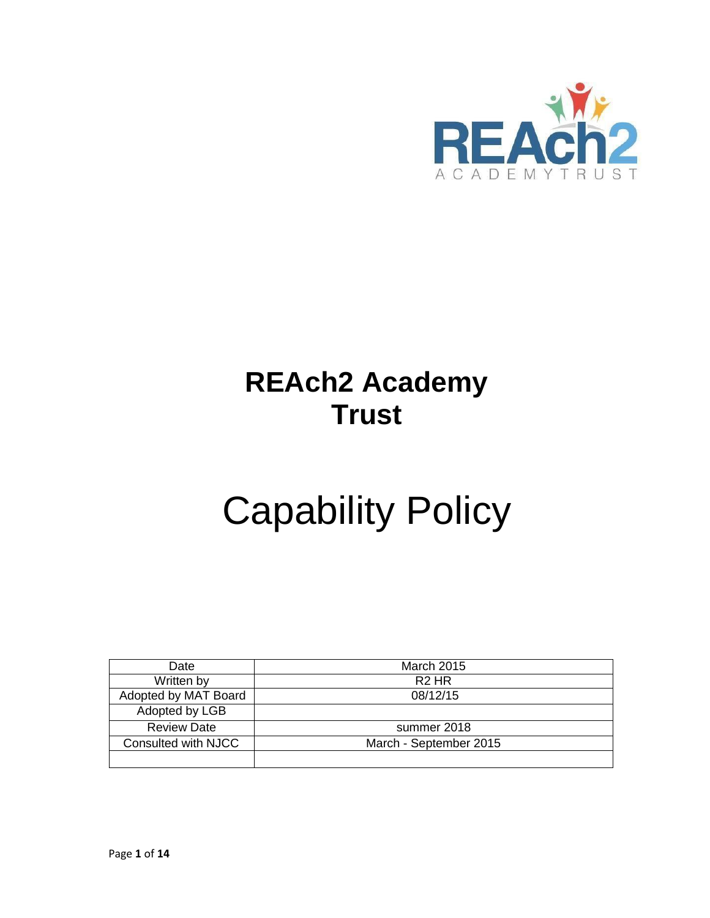# REAch2 Academy Trust

# Capability Policy

| Date | March 2015 |
|---|---|
| Written by | R2 HR |
| Adopted by MAT Board | 08/12/15 |
| Adopted by LGB | |
| Review Date | summer 2018 |
| Consulted with NJCC | March - September 2015 |
| | |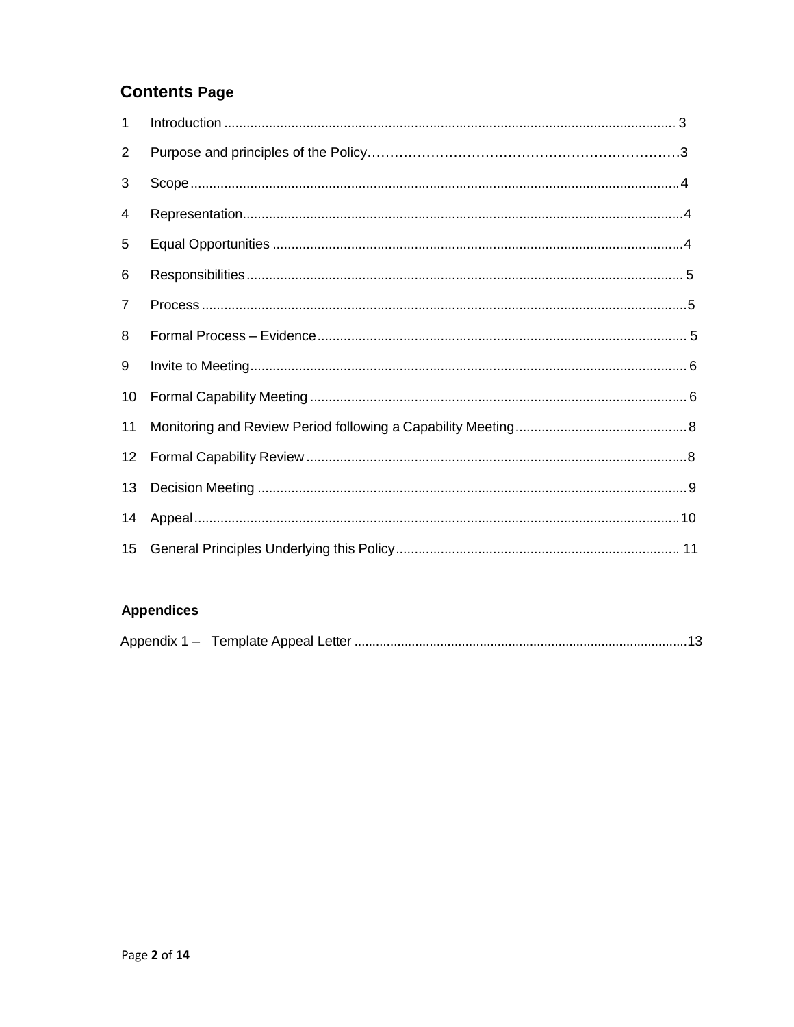## Contents Page

| | | |
|---|---|---|
| 1 | Introduction | 3 |
| 2 | Purpose and principles of the Policy | 3 |
| 3 | Scope | 4 |
| 4 | Representation | 4 |
| 5 | Equal Opportunities | 4 |
| 6 | Responsibilities | 5 |
| 7 | Process | 5 |
| 8 | Formal Process – Evidence | 5 |
| 9 | Invite to Meeting | 6 |
| 10 | Formal Capability Meeting | 6 |
| 11 | Monitoring and Review Period following a Capability Meeting | 8 |
| 12 | Formal Capability Review | 8 |
| 13 | Decision Meeting | 9 |
| 14 | Appeal | 10 |
| 15 | General Principles Underlying this Policy | 11 |

### Appendices

| | |
|---|---|
| Appendix 1 – Template Appeal Letter | 13 |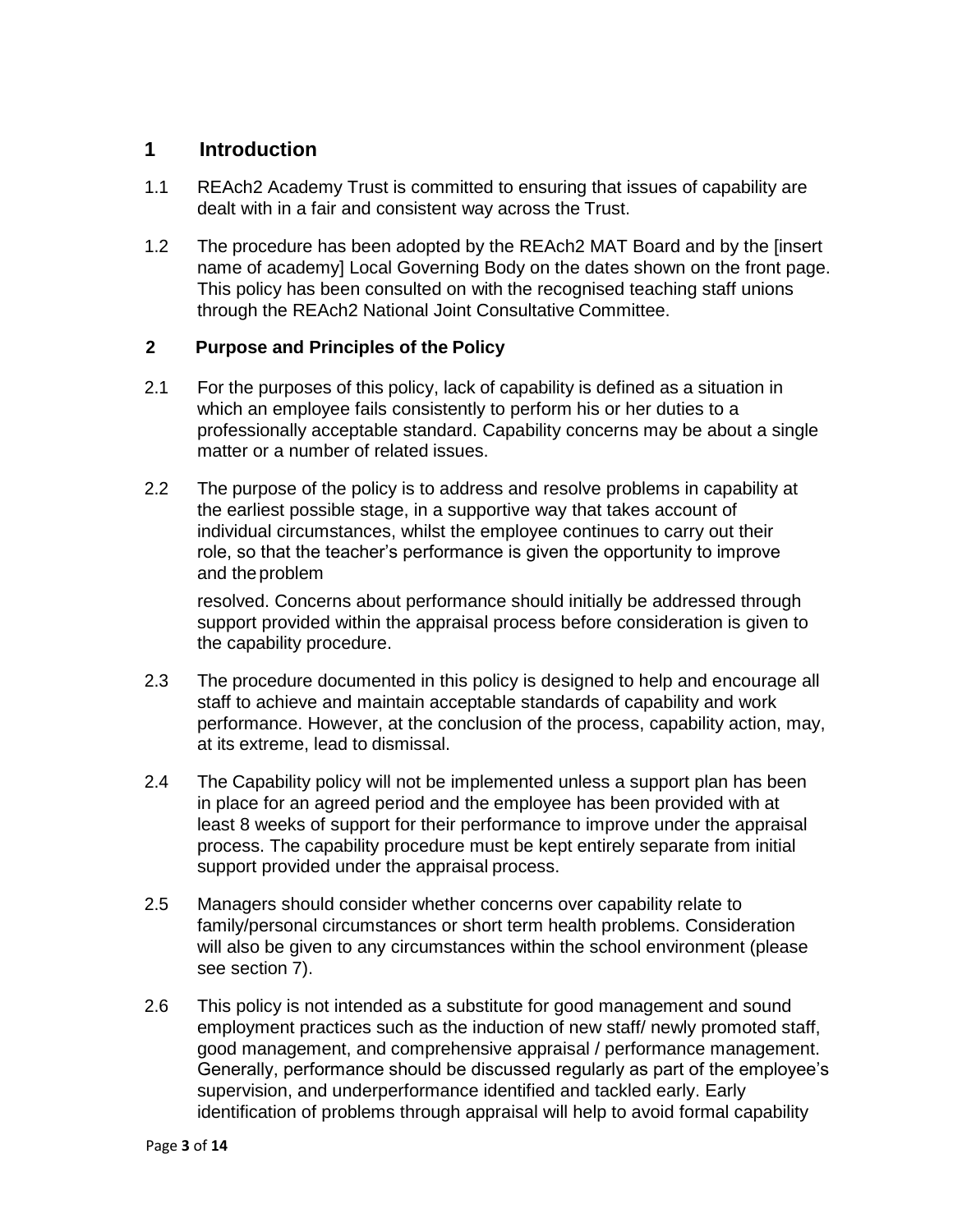## 1 Introduction

1.1 REAch2 Academy Trust is committed to ensuring that issues of capability are dealt with in a fair and consistent way across the Trust.

1.2 The procedure has been adopted by the REAch2 MAT Board and by the [insert name of academy] Local Governing Body on the dates shown on the front page. This policy has been consulted on with the recognised teaching staff unions through the REAch2 National Joint Consultative Committee.

### 2 Purpose and Principles of the Policy

2.1 For the purposes of this policy, lack of capability is defined as a situation in which an employee fails consistently to perform his or her duties to a professionally acceptable standard. Capability concerns may be about a single matter or a number of related issues.

2.2 The purpose of the policy is to address and resolve problems in capability at the earliest possible stage, in a supportive way that takes account of individual circumstances, whilst the employee continues to carry out their role, so that the teacher's performance is given the opportunity to improve and the problem resolved. Concerns about performance should initially be addressed through support provided within the appraisal process before consideration is given to the capability procedure.

2.3 The procedure documented in this policy is designed to help and encourage all staff to achieve and maintain acceptable standards of capability and work performance. However, at the conclusion of the process, capability action, may, at its extreme, lead to dismissal.

2.4 The Capability policy will not be implemented unless a support plan has been in place for an agreed period and the employee has been provided with at least 8 weeks of support for their performance to improve under the appraisal process. The capability procedure must be kept entirely separate from initial support provided under the appraisal process.

2.5 Managers should consider whether concerns over capability relate to family/personal circumstances or short term health problems. Consideration will also be given to any circumstances within the school environment (please see section 7).

2.6 This policy is not intended as a substitute for good management and sound employment practices such as the induction of new staff/ newly promoted staff, good management, and comprehensive appraisal / performance management. Generally, performance should be discussed regularly as part of the employee's supervision, and underperformance identified and tackled early. Early identification of problems through appraisal will help to avoid formal capability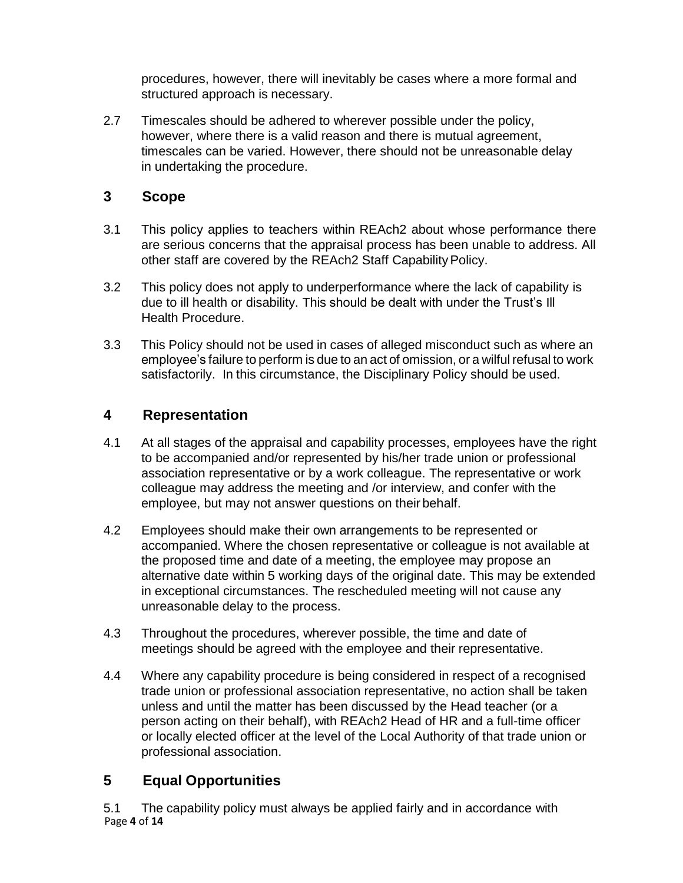procedures, however, there will inevitably be cases where a more formal and structured approach is necessary.

2.7 Timescales should be adhered to wherever possible under the policy, however, where there is a valid reason and there is mutual agreement, timescales can be varied. However, there should not be unreasonable delay in undertaking the procedure.

## 3 Scope

3.1 This policy applies to teachers within REAch2 about whose performance there are serious concerns that the appraisal process has been unable to address. All other staff are covered by the REAch2 Staff Capability Policy.

3.2 This policy does not apply to underperformance where the lack of capability is due to ill health or disability. This should be dealt with under the Trust's Ill Health Procedure.

3.3 This Policy should not be used in cases of alleged misconduct such as where an employee's failure to perform is due to an act of omission, or a wilful refusal to work satisfactorily. In this circumstance, the Disciplinary Policy should be used.

## 4 Representation

4.1 At all stages of the appraisal and capability processes, employees have the right to be accompanied and/or represented by his/her trade union or professional association representative or by a work colleague. The representative or work colleague may address the meeting and /or interview, and confer with the employee, but may not answer questions on their behalf.

4.2 Employees should make their own arrangements to be represented or accompanied. Where the chosen representative or colleague is not available at the proposed time and date of a meeting, the employee may propose an alternative date within 5 working days of the original date. This may be extended in exceptional circumstances. The rescheduled meeting will not cause any unreasonable delay to the process.

4.3 Throughout the procedures, wherever possible, the time and date of meetings should be agreed with the employee and their representative.

4.4 Where any capability procedure is being considered in respect of a recognised trade union or professional association representative, no action shall be taken unless and until the matter has been discussed by the Head teacher (or a person acting on their behalf), with REAch2 Head of HR and a full-time officer or locally elected officer at the level of the Local Authority of that trade union or professional association.

## 5 Equal Opportunities

5.1 The capability policy must always be applied fairly and in accordance with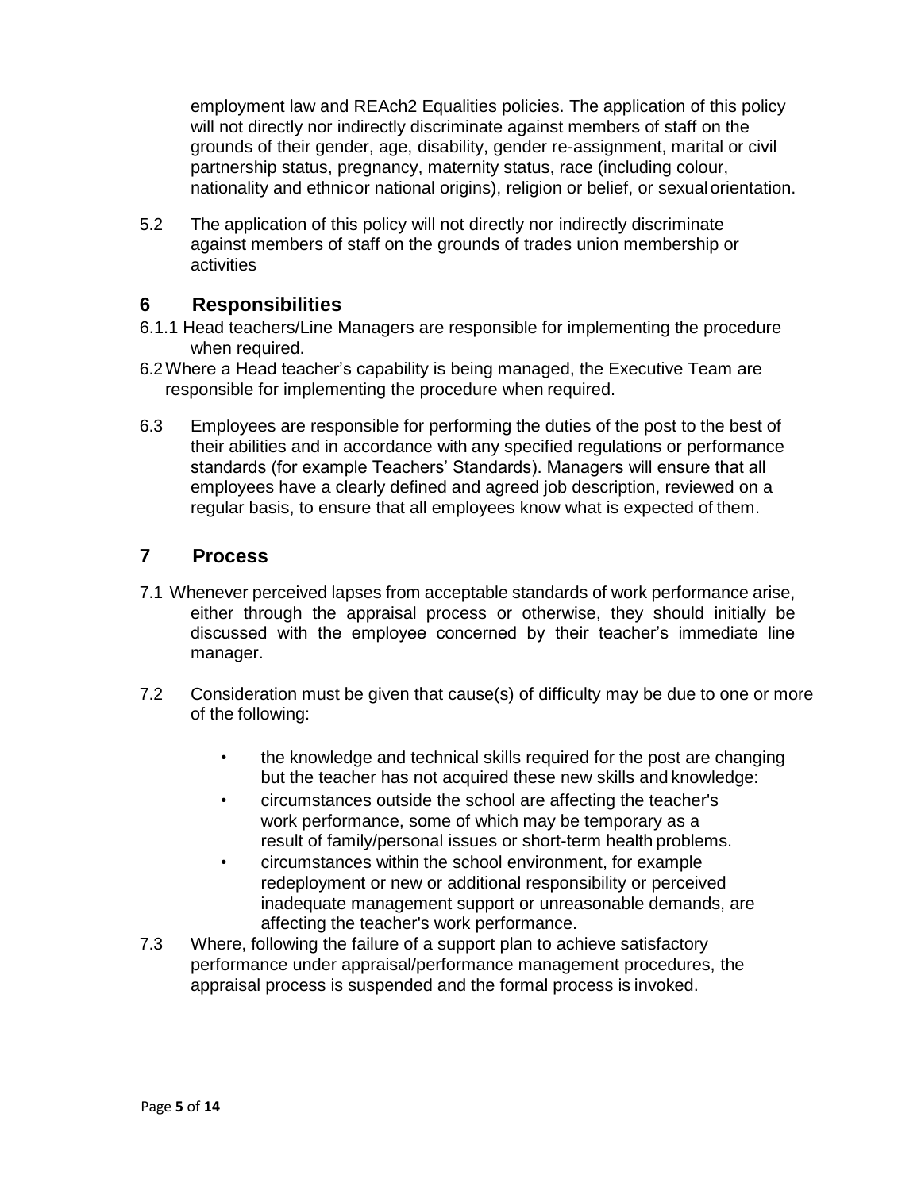employment law and REAch2 Equalities policies. The application of this policy will not directly nor indirectly discriminate against members of staff on the grounds of their gender, age, disability, gender re-assignment, marital or civil partnership status, pregnancy, maternity status, race (including colour, nationality and ethnic or national origins), religion or belief, or sexual orientation.

5.2 The application of this policy will not directly nor indirectly discriminate against members of staff on the grounds of trades union membership or activities

## 6 Responsibilities

6.1.1 Head teachers/Line Managers are responsible for implementing the procedure when required.

6.2 Where a Head teacher's capability is being managed, the Executive Team are responsible for implementing the procedure when required.

6.3 Employees are responsible for performing the duties of the post to the best of their abilities and in accordance with any specified regulations or performance standards (for example Teachers' Standards). Managers will ensure that all employees have a clearly defined and agreed job description, reviewed on a regular basis, to ensure that all employees know what is expected of them.

## 7 Process

7.1 Whenever perceived lapses from acceptable standards of work performance arise, either through the appraisal process or otherwise, they should initially be discussed with the employee concerned by their teacher's immediate line manager.

7.2 Consideration must be given that cause(s) of difficulty may be due to one or more of the following:

- the knowledge and technical skills required for the post are changing but the teacher has not acquired these new skills and knowledge:
- circumstances outside the school are affecting the teacher's work performance, some of which may be temporary as a result of family/personal issues or short-term health problems.
- circumstances within the school environment, for example redeployment or new or additional responsibility or perceived inadequate management support or unreasonable demands, are affecting the teacher's work performance.

7.3 Where, following the failure of a support plan to achieve satisfactory performance under appraisal/performance management procedures, the appraisal process is suspended and the formal process is invoked.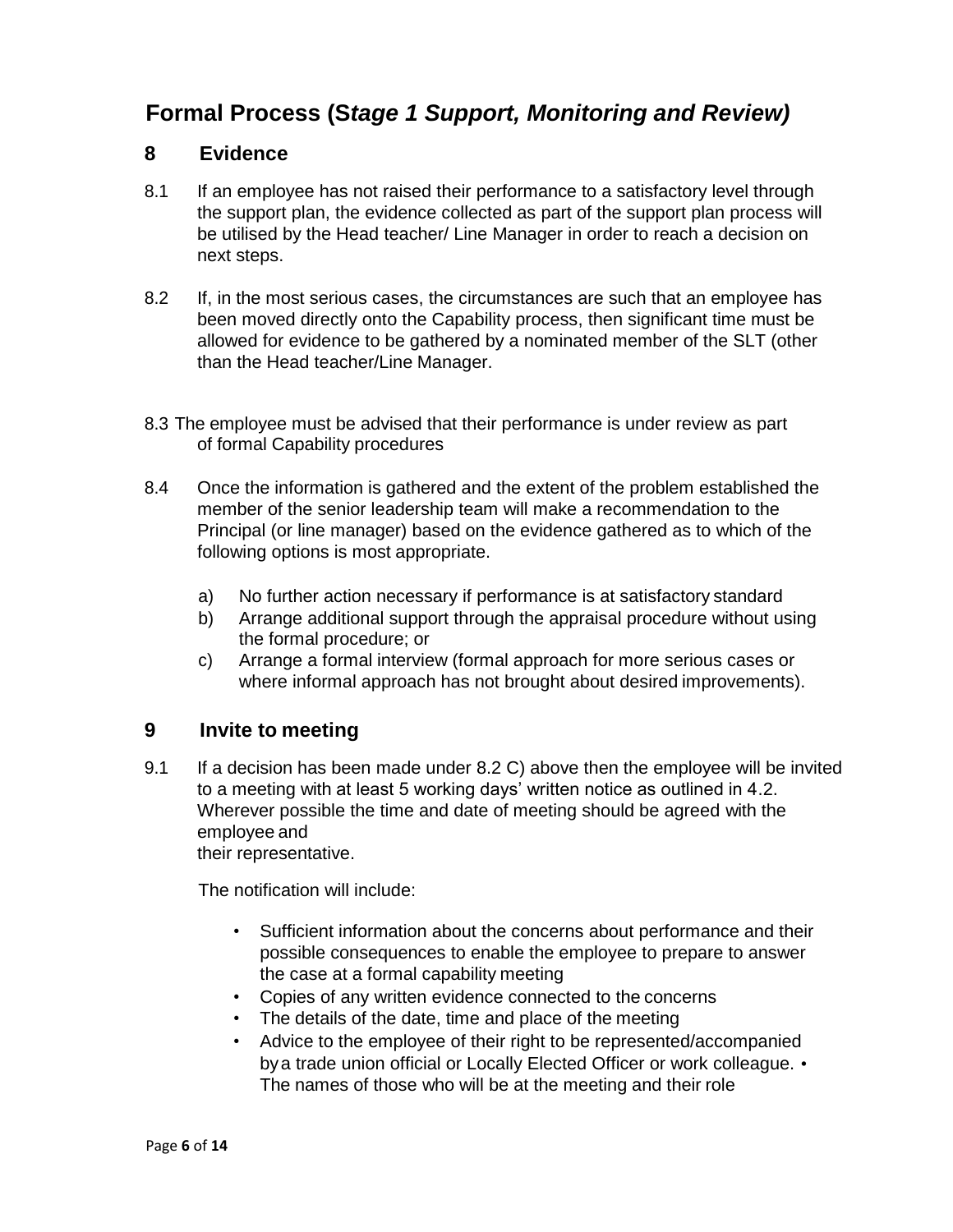# Formal Process (*Stage 1 Support, Monitoring and Review)*

## 8 Evidence

8.1 If an employee has not raised their performance to a satisfactory level through the support plan, the evidence collected as part of the support plan process will be utilised by the Head teacher/ Line Manager in order to reach a decision on next steps.

8.2 If, in the most serious cases, the circumstances are such that an employee has been moved directly onto the Capability process, then significant time must be allowed for evidence to be gathered by a nominated member of the SLT (other than the Head teacher/Line Manager.

8.3 The employee must be advised that their performance is under review as part of formal Capability procedures

8.4 Once the information is gathered and the extent of the problem established the member of the senior leadership team will make a recommendation to the Principal (or line manager) based on the evidence gathered as to which of the following options is most appropriate.

a) No further action necessary if performance is at satisfactory standard
b) Arrange additional support through the appraisal procedure without using the formal procedure; or
c) Arrange a formal interview (formal approach for more serious cases or where informal approach has not brought about desired improvements).

## 9 Invite to meeting

9.1 If a decision has been made under 8.2 C) above then the employee will be invited to a meeting with at least 5 working days' written notice as outlined in 4.2. Wherever possible the time and date of meeting should be agreed with the employee and their representative.

The notification will include:

- Sufficient information about the concerns about performance and their possible consequences to enable the employee to prepare to answer the case at a formal capability meeting
- Copies of any written evidence connected to the concerns
- The details of the date, time and place of the meeting
- Advice to the employee of their right to be represented/accompanied by a trade union official or Locally Elected Officer or work colleague.
- The names of those who will be at the meeting and their role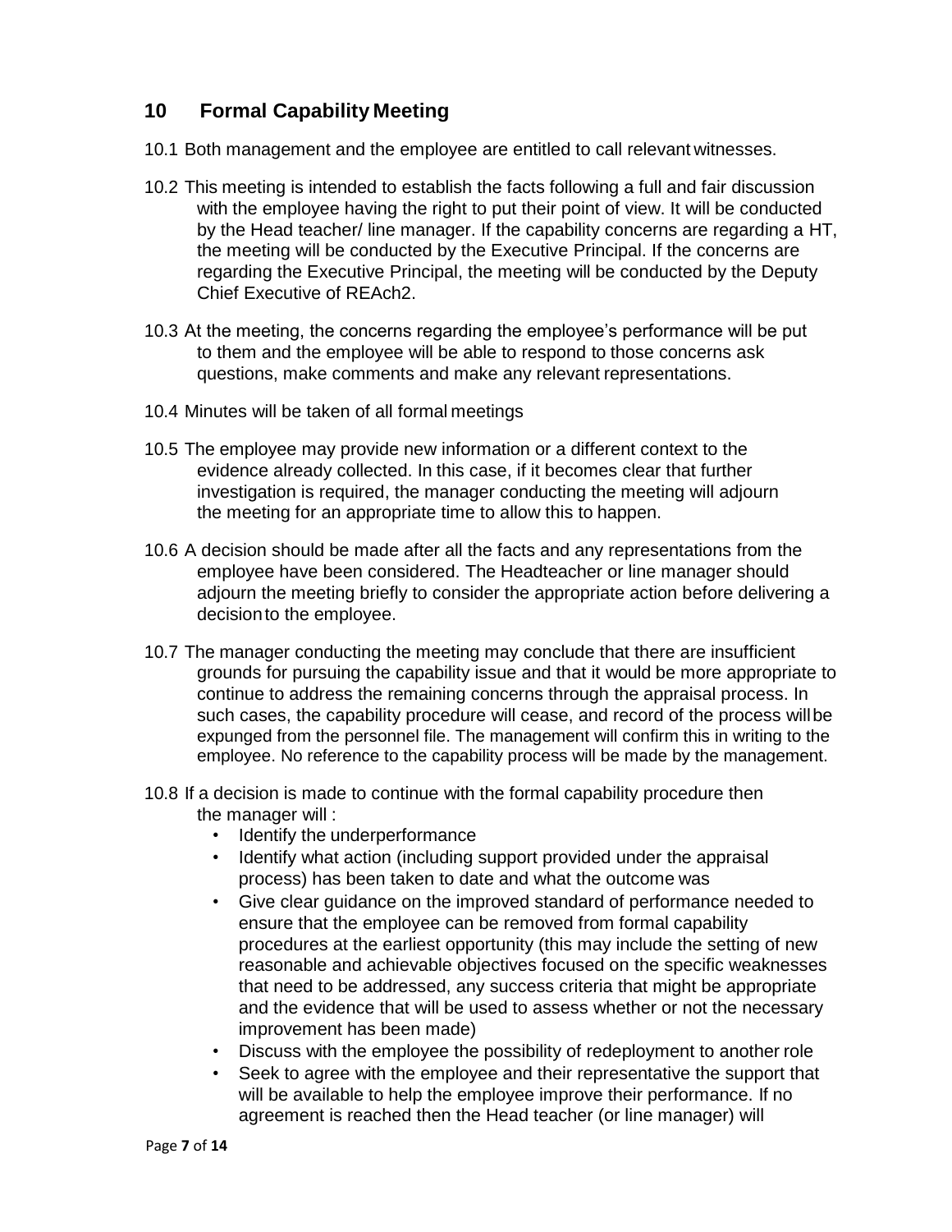## 10 Formal Capability Meeting

10.1 Both management and the employee are entitled to call relevant witnesses.

10.2 This meeting is intended to establish the facts following a full and fair discussion with the employee having the right to put their point of view. It will be conducted by the Head teacher/ line manager. If the capability concerns are regarding a HT, the meeting will be conducted by the Executive Principal. If the concerns are regarding the Executive Principal, the meeting will be conducted by the Deputy Chief Executive of REAch2.

10.3 At the meeting, the concerns regarding the employee's performance will be put to them and the employee will be able to respond to those concerns ask questions, make comments and make any relevant representations.

10.4 Minutes will be taken of all formal meetings

10.5 The employee may provide new information or a different context to the evidence already collected. In this case, if it becomes clear that further investigation is required, the manager conducting the meeting will adjourn the meeting for an appropriate time to allow this to happen.

10.6 A decision should be made after all the facts and any representations from the employee have been considered. The Headteacher or line manager should adjourn the meeting briefly to consider the appropriate action before delivering a decision to the employee.

10.7 The manager conducting the meeting may conclude that there are insufficient grounds for pursuing the capability issue and that it would be more appropriate to continue to address the remaining concerns through the appraisal process. In such cases, the capability procedure will cease, and record of the process will be expunged from the personnel file. The management will confirm this in writing to the employee. No reference to the capability process will be made by the management.

10.8 If a decision is made to continue with the formal capability procedure then the manager will :

- Identify the underperformance
- Identify what action (including support provided under the appraisal process) has been taken to date and what the outcome was
- Give clear guidance on the improved standard of performance needed to ensure that the employee can be removed from formal capability procedures at the earliest opportunity (this may include the setting of new reasonable and achievable objectives focused on the specific weaknesses that need to be addressed, any success criteria that might be appropriate and the evidence that will be used to assess whether or not the necessary improvement has been made)
- Discuss with the employee the possibility of redeployment to another role
- Seek to agree with the employee and their representative the support that will be available to help the employee improve their performance. If no agreement is reached then the Head teacher (or line manager) will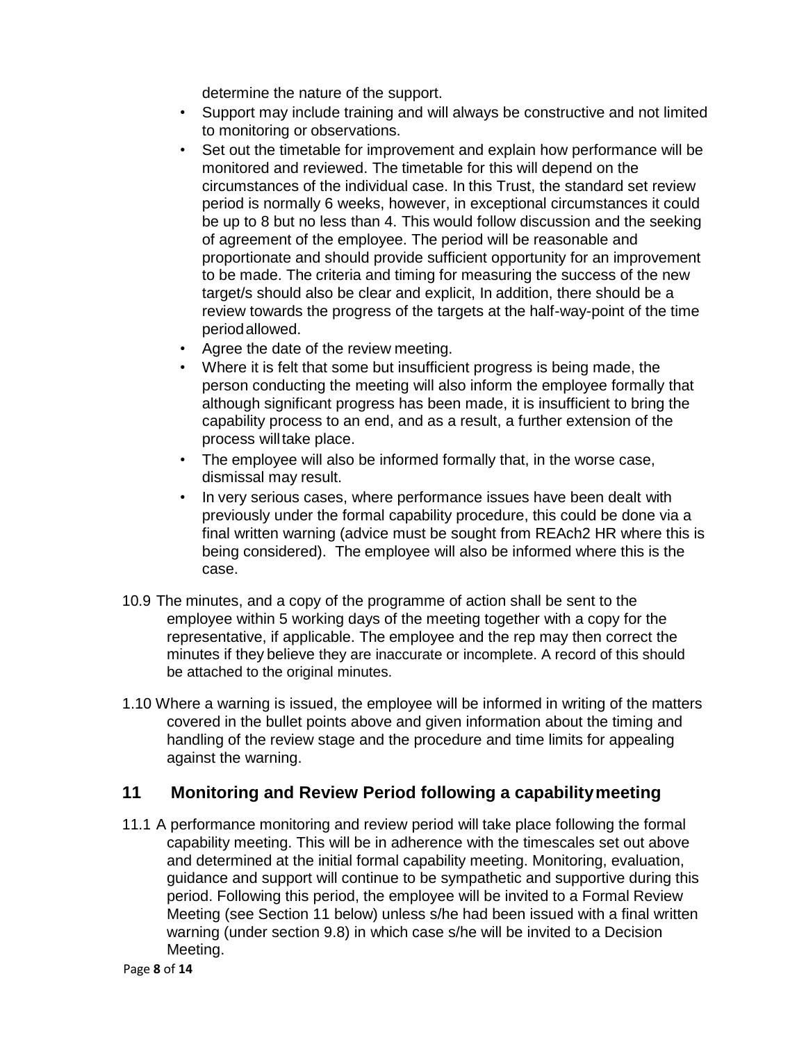determine the nature of the support.

- Support may include training and will always be constructive and not limited to monitoring or observations.
- Set out the timetable for improvement and explain how performance will be monitored and reviewed. The timetable for this will depend on the circumstances of the individual case. In this Trust, the standard set review period is normally 6 weeks, however, in exceptional circumstances it could be up to 8 but no less than 4. This would follow discussion and the seeking of agreement of the employee. The period will be reasonable and proportionate and should provide sufficient opportunity for an improvement to be made. The criteria and timing for measuring the success of the new target/s should also be clear and explicit, In addition, there should be a review towards the progress of the targets at the half-way-point of the time period allowed.
- Agree the date of the review meeting.
- Where it is felt that some but insufficient progress is being made, the person conducting the meeting will also inform the employee formally that although significant progress has been made, it is insufficient to bring the capability process to an end, and as a result, a further extension of the process will take place.
- The employee will also be informed formally that, in the worse case, dismissal may result.
- In very serious cases, where performance issues have been dealt with previously under the formal capability procedure, this could be done via a final written warning (advice must be sought from REAch2 HR where this is being considered). The employee will also be informed where this is the case.

10.9 The minutes, and a copy of the programme of action shall be sent to the employee within 5 working days of the meeting together with a copy for the representative, if applicable. The employee and the rep may then correct the minutes if they believe they are inaccurate or incomplete. A record of this should be attached to the original minutes.

1.10 Where a warning is issued, the employee will be informed in writing of the matters covered in the bullet points above and given information about the timing and handling of the review stage and the procedure and time limits for appealing against the warning.

## 11 Monitoring and Review Period following a capability meeting

11.1 A performance monitoring and review period will take place following the formal capability meeting. This will be in adherence with the timescales set out above and determined at the initial formal capability meeting. Monitoring, evaluation, guidance and support will continue to be sympathetic and supportive during this period. Following this period, the employee will be invited to a Formal Review Meeting (see Section 11 below) unless s/he had been issued with a final written warning (under section 9.8) in which case s/he will be invited to a Decision Meeting.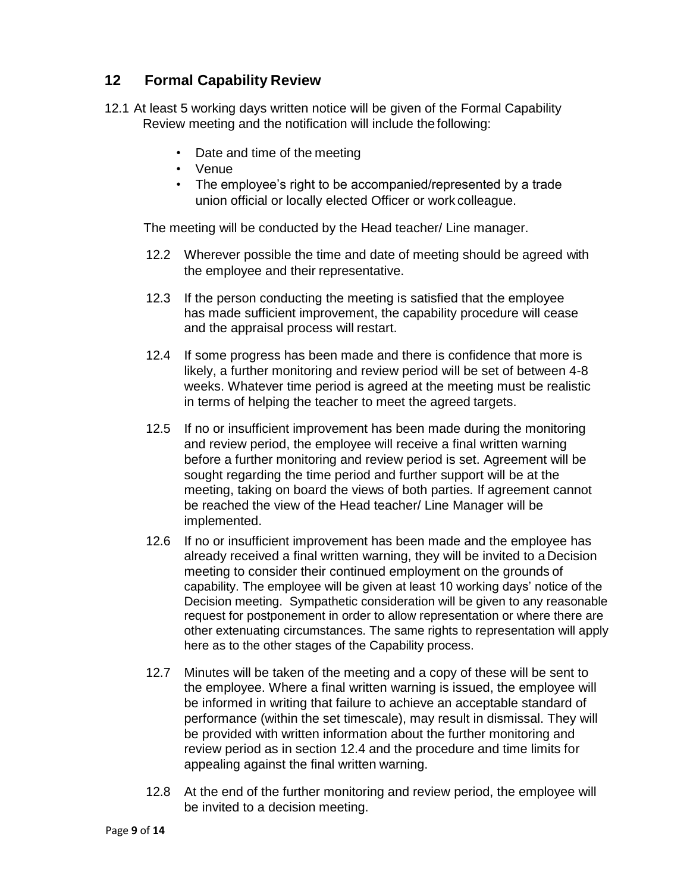## 12 Formal Capability Review

12.1 At least 5 working days written notice will be given of the Formal Capability Review meeting and the notification will include the following:

- Date and time of the meeting
- Venue
- The employee's right to be accompanied/represented by a trade union official or locally elected Officer or work colleague.

The meeting will be conducted by the Head teacher/ Line manager.

12.2 Wherever possible the time and date of meeting should be agreed with the employee and their representative.

12.3 If the person conducting the meeting is satisfied that the employee has made sufficient improvement, the capability procedure will cease and the appraisal process will restart.

12.4 If some progress has been made and there is confidence that more is likely, a further monitoring and review period will be set of between 4-8 weeks. Whatever time period is agreed at the meeting must be realistic in terms of helping the teacher to meet the agreed targets.

12.5 If no or insufficient improvement has been made during the monitoring and review period, the employee will receive a final written warning before a further monitoring and review period is set. Agreement will be sought regarding the time period and further support will be at the meeting, taking on board the views of both parties. If agreement cannot be reached the view of the Head teacher/ Line Manager will be implemented.

12.6 If no or insufficient improvement has been made and the employee has already received a final written warning, they will be invited to a Decision meeting to consider their continued employment on the grounds of capability. The employee will be given at least 10 working days' notice of the Decision meeting. Sympathetic consideration will be given to any reasonable request for postponement in order to allow representation or where there are other extenuating circumstances. The same rights to representation will apply here as to the other stages of the Capability process.

12.7 Minutes will be taken of the meeting and a copy of these will be sent to the employee. Where a final written warning is issued, the employee will be informed in writing that failure to achieve an acceptable standard of performance (within the set timescale), may result in dismissal. They will be provided with written information about the further monitoring and review period as in section 12.4 and the procedure and time limits for appealing against the final written warning.

12.8 At the end of the further monitoring and review period, the employee will be invited to a decision meeting.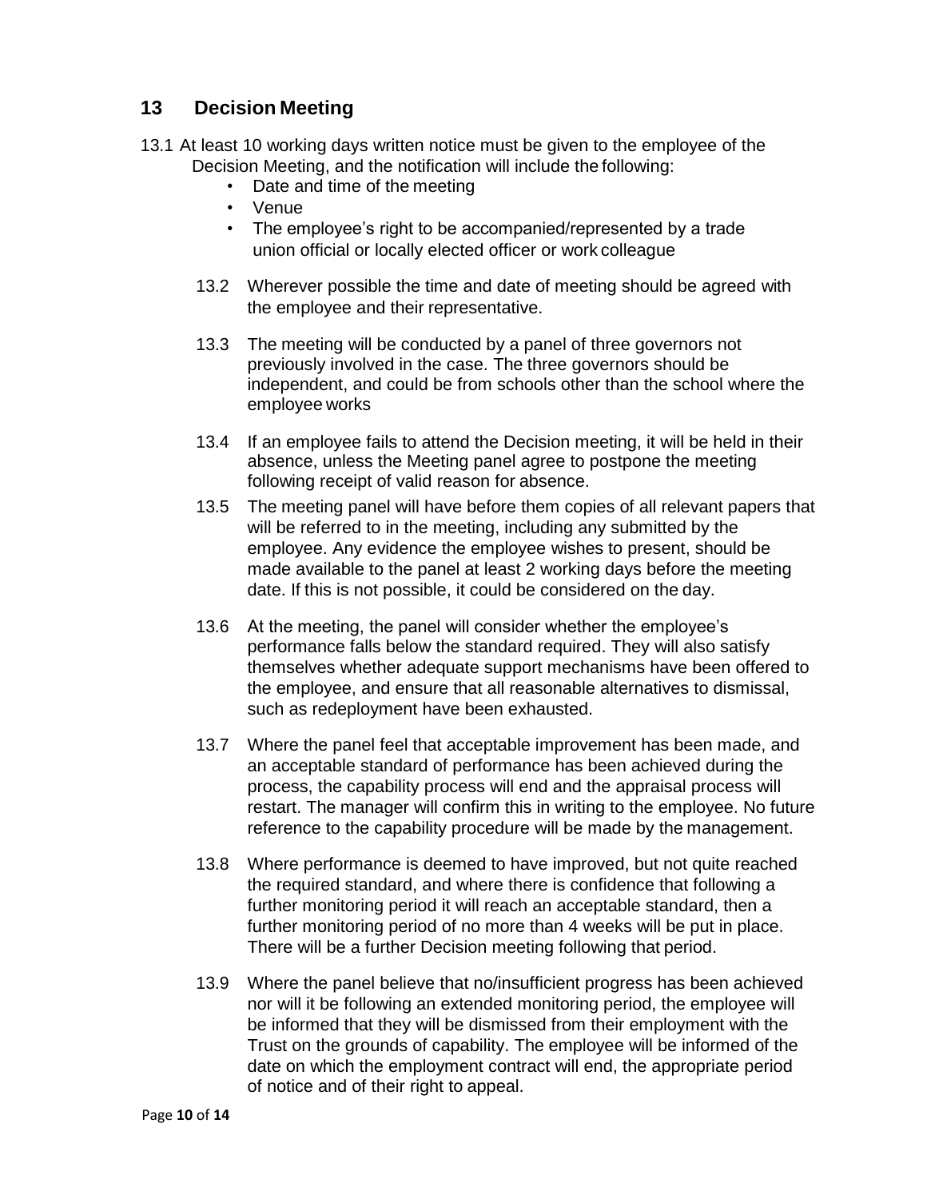## 13 Decision Meeting

13.1 At least 10 working days written notice must be given to the employee of the Decision Meeting, and the notification will include the following:

- Date and time of the meeting
- Venue
- The employee's right to be accompanied/represented by a trade union official or locally elected officer or work colleague

13.2 Wherever possible the time and date of meeting should be agreed with the employee and their representative.

13.3 The meeting will be conducted by a panel of three governors not previously involved in the case. The three governors should be independent, and could be from schools other than the school where the employee works

13.4 If an employee fails to attend the Decision meeting, it will be held in their absence, unless the Meeting panel agree to postpone the meeting following receipt of valid reason for absence.

13.5 The meeting panel will have before them copies of all relevant papers that will be referred to in the meeting, including any submitted by the employee. Any evidence the employee wishes to present, should be made available to the panel at least 2 working days before the meeting date. If this is not possible, it could be considered on the day.

13.6 At the meeting, the panel will consider whether the employee's performance falls below the standard required. They will also satisfy themselves whether adequate support mechanisms have been offered to the employee, and ensure that all reasonable alternatives to dismissal, such as redeployment have been exhausted.

13.7 Where the panel feel that acceptable improvement has been made, and an acceptable standard of performance has been achieved during the process, the capability process will end and the appraisal process will restart. The manager will confirm this in writing to the employee. No future reference to the capability procedure will be made by the management.

13.8 Where performance is deemed to have improved, but not quite reached the required standard, and where there is confidence that following a further monitoring period it will reach an acceptable standard, then a further monitoring period of no more than 4 weeks will be put in place. There will be a further Decision meeting following that period.

13.9 Where the panel believe that no/insufficient progress has been achieved nor will it be following an extended monitoring period, the employee will be informed that they will be dismissed from their employment with the Trust on the grounds of capability. The employee will be informed of the date on which the employment contract will end, the appropriate period of notice and of their right to appeal.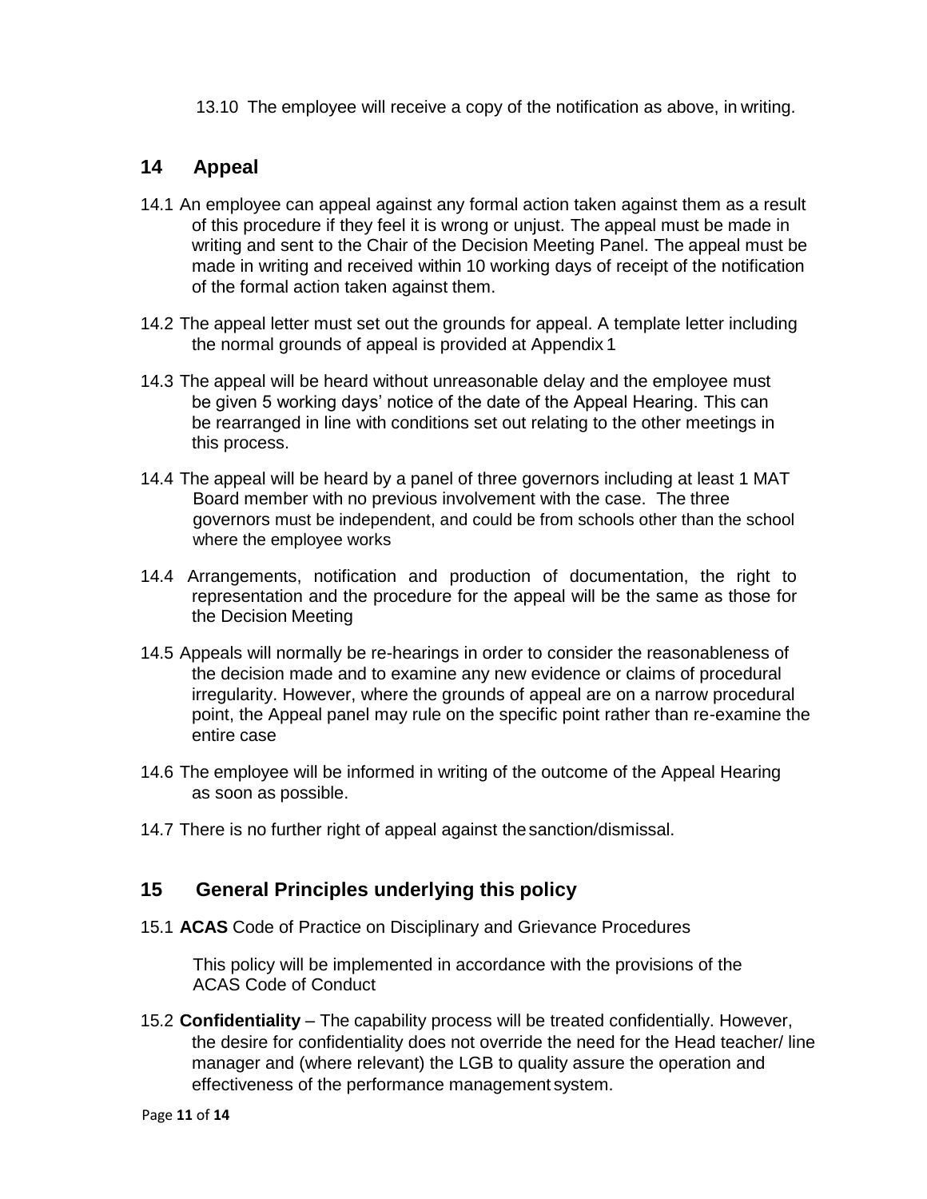13.10 The employee will receive a copy of the notification as above, in writing.

## 14 Appeal

14.1 An employee can appeal against any formal action taken against them as a result of this procedure if they feel it is wrong or unjust. The appeal must be made in writing and sent to the Chair of the Decision Meeting Panel. The appeal must be made in writing and received within 10 working days of receipt of the notification of the formal action taken against them.

14.2 The appeal letter must set out the grounds for appeal. A template letter including the normal grounds of appeal is provided at Appendix 1

14.3 The appeal will be heard without unreasonable delay and the employee must be given 5 working days' notice of the date of the Appeal Hearing. This can be rearranged in line with conditions set out relating to the other meetings in this process.

14.4 The appeal will be heard by a panel of three governors including at least 1 MAT Board member with no previous involvement with the case. The three governors must be independent, and could be from schools other than the school where the employee works

14.4 Arrangements, notification and production of documentation, the right to representation and the procedure for the appeal will be the same as those for the Decision Meeting

14.5 Appeals will normally be re-hearings in order to consider the reasonableness of the decision made and to examine any new evidence or claims of procedural irregularity. However, where the grounds of appeal are on a narrow procedural point, the Appeal panel may rule on the specific point rather than re-examine the entire case

14.6 The employee will be informed in writing of the outcome of the Appeal Hearing as soon as possible.

14.7 There is no further right of appeal against the sanction/dismissal.

## 15 General Principles underlying this policy

15.1 **ACAS** Code of Practice on Disciplinary and Grievance Procedures

This policy will be implemented in accordance with the provisions of the ACAS Code of Conduct

15.2 **Confidentiality** – The capability process will be treated confidentially. However, the desire for confidentiality does not override the need for the Head teacher/ line manager and (where relevant) the LGB to quality assure the operation and effectiveness of the performance management system.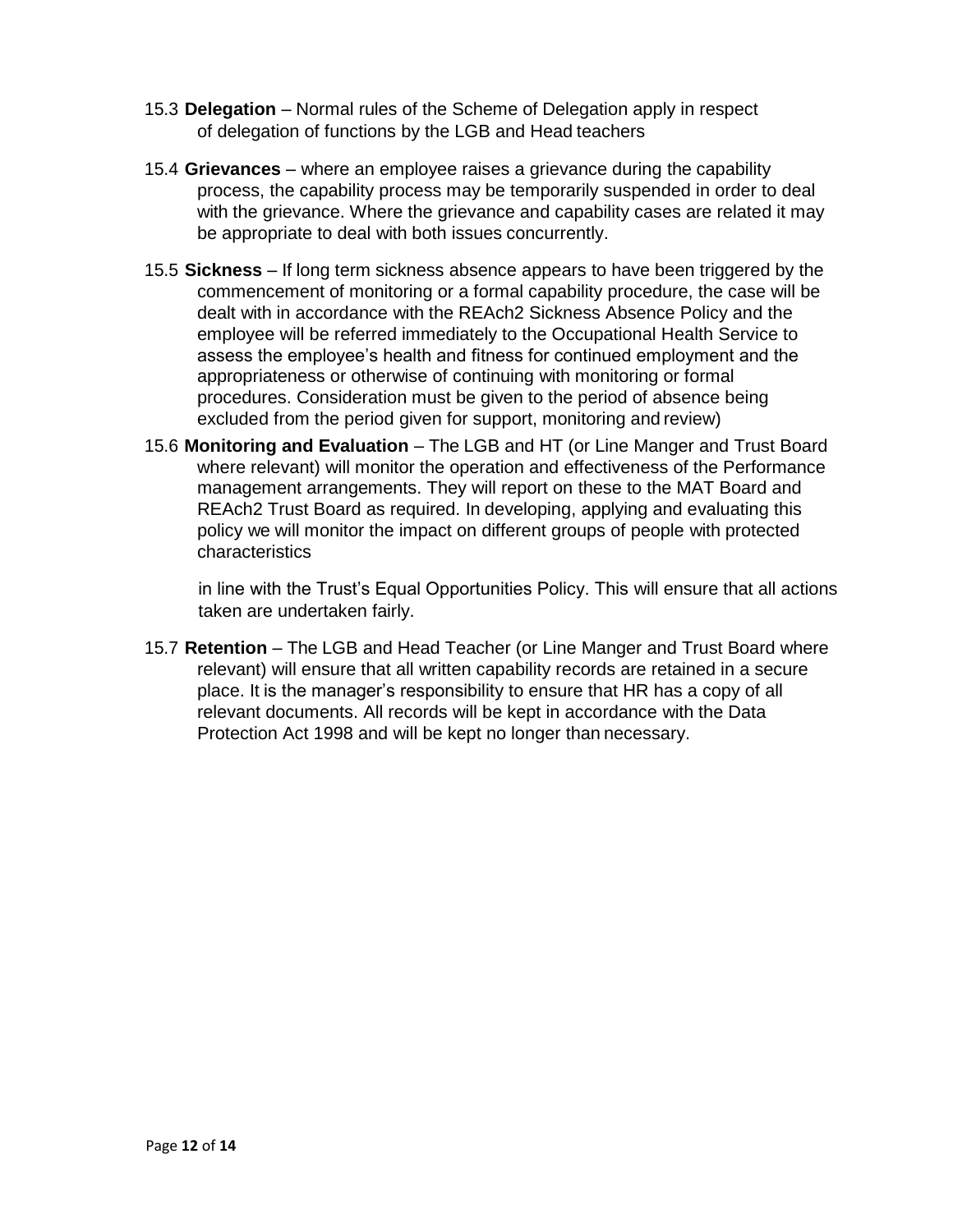15.3 **Delegation** – Normal rules of the Scheme of Delegation apply in respect of delegation of functions by the LGB and Head teachers

15.4 **Grievances** – where an employee raises a grievance during the capability process, the capability process may be temporarily suspended in order to deal with the grievance. Where the grievance and capability cases are related it may be appropriate to deal with both issues concurrently.

15.5 **Sickness** – If long term sickness absence appears to have been triggered by the commencement of monitoring or a formal capability procedure, the case will be dealt with in accordance with the REAch2 Sickness Absence Policy and the employee will be referred immediately to the Occupational Health Service to assess the employee's health and fitness for continued employment and the appropriateness or otherwise of continuing with monitoring or formal procedures. Consideration must be given to the period of absence being excluded from the period given for support, monitoring and review)

15.6 **Monitoring and Evaluation** – The LGB and HT (or Line Manger and Trust Board where relevant) will monitor the operation and effectiveness of the Performance management arrangements. They will report on these to the MAT Board and REAch2 Trust Board as required. In developing, applying and evaluating this policy we will monitor the impact on different groups of people with protected characteristics

in line with the Trust's Equal Opportunities Policy. This will ensure that all actions taken are undertaken fairly.

15.7 **Retention** – The LGB and Head Teacher (or Line Manger and Trust Board where relevant) will ensure that all written capability records are retained in a secure place. It is the manager's responsibility to ensure that HR has a copy of all relevant documents. All records will be kept in accordance with the Data Protection Act 1998 and will be kept no longer than necessary.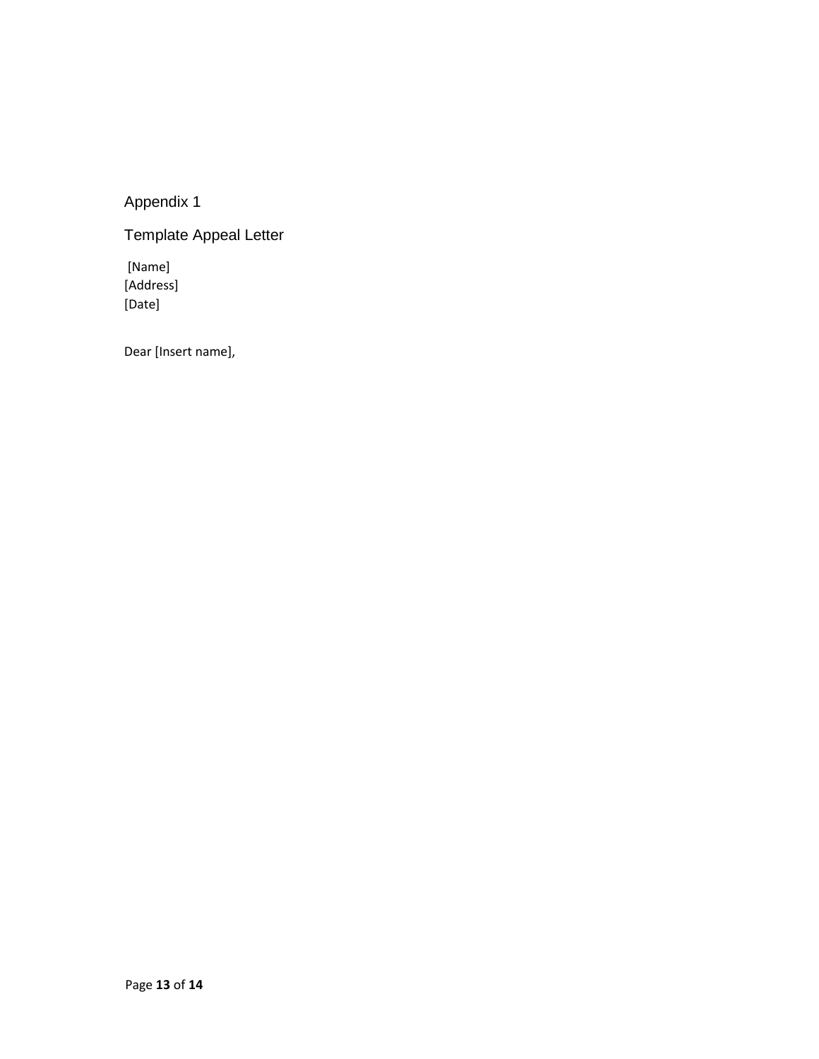## Appendix 1

## Template Appeal Letter

[Name]
[Address]
[Date]

Dear [Insert name],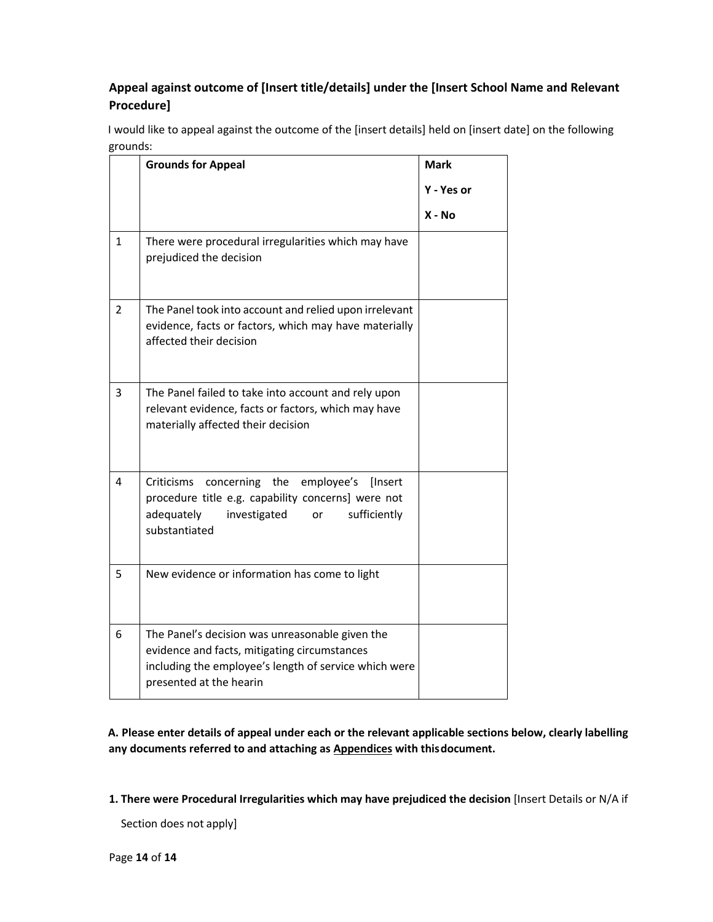**Appeal against outcome of [Insert title/details] under the [Insert School Name and Relevant Procedure]**

I would like to appeal against the outcome of the [insert details] held on [insert date] on the following grounds:

| | **Grounds for Appeal** | **Mark** **Y - Yes or** **X - No** |
|---|---|---|
| 1 | There were procedural irregularities which may have prejudiced the decision | |
| 2 | The Panel took into account and relied upon irrelevant evidence, facts or factors, which may have materially affected their decision | |
| 3 | The Panel failed to take into account and rely upon relevant evidence, facts or factors, which may have materially affected their decision | |
| 4 | Criticisms concerning the employee's [Insert procedure title e.g. capability concerns] were not adequately investigated or sufficiently substantiated | |
| 5 | New evidence or information has come to light | |
| 6 | The Panel's decision was unreasonable given the evidence and facts, mitigating circumstances including the employee's length of service which were presented at the hearin | |

**A. Please enter details of appeal under each or the relevant applicable sections below, clearly labelling any documents referred to and attaching as <u>Appendices</u> with this document.**

**1. There were Procedural Irregularities which may have prejudiced the decision** [Insert Details or N/A if Section does not apply]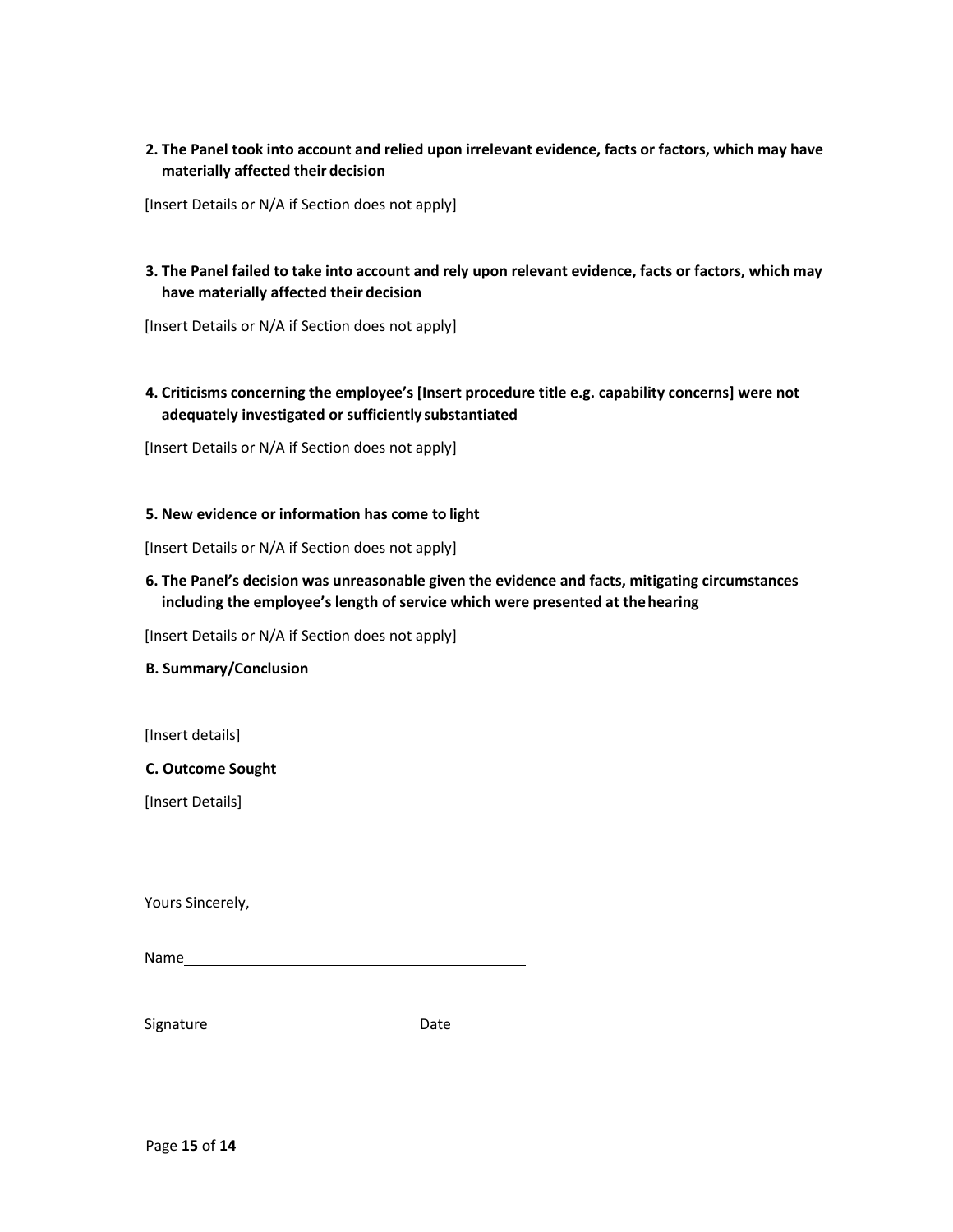**2. The Panel took into account and relied upon irrelevant evidence, facts or factors, which may have materially affected their decision**

[Insert Details or N/A if Section does not apply]

**3. The Panel failed to take into account and rely upon relevant evidence, facts or factors, which may have materially affected their decision**

[Insert Details or N/A if Section does not apply]

**4. Criticisms concerning the employee's [Insert procedure title e.g. capability concerns] were not adequately investigated or sufficiently substantiated**

[Insert Details or N/A if Section does not apply]

**5. New evidence or information has come to light**

[Insert Details or N/A if Section does not apply]

**6. The Panel's decision was unreasonable given the evidence and facts, mitigating circumstances including the employee's length of service which were presented at the hearing**

[Insert Details or N/A if Section does not apply]

**B. Summary/Conclusion**

[Insert details]

**C. Outcome Sought**

[Insert Details]

Yours Sincerely,

Name\_\_\_\_\_\_\_\_\_\_\_\_\_\_\_\_\_\_\_\_\_\_\_\_\_\_\_\_\_\_\_\_\_\_\_\_\_\_\_\_

Signature\_\_\_\_\_\_\_\_\_\_\_\_\_\_\_\_\_\_\_\_\_\_\_\_\_\_Date\_\_\_\_\_\_\_\_\_\_\_\_\_\_\_\_